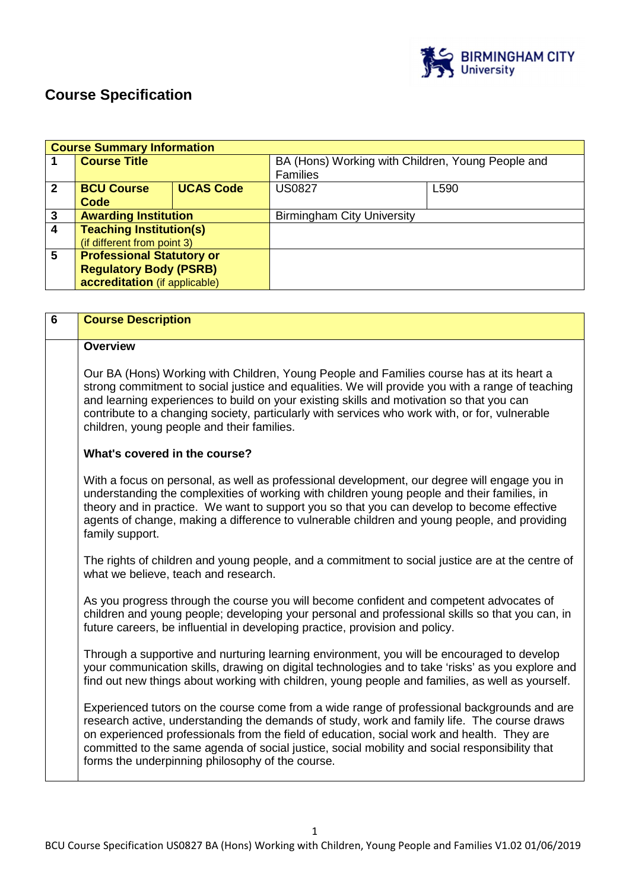# Course Specification

| Course Summary Information | | | | |
|---|---|---|---|---|
| 1 | **Course Title** | | BA (Hons) Working with Children, Young People and Families | |
| 2 | **BCU Course Code** | **UCAS Code** | US0827 | L590 |
| 3 | **Awarding Institution** | | Birmingham City University | |
| 4 | **Teaching Institution(s)** (if different from point 3) | | | |
| 5 | **Professional Statutory or Regulatory Body (PSRB) accreditation** (if applicable) | | | |

| 6 | Course Description |
|---|---|

**Overview**

Our BA (Hons) Working with Children, Young People and Families course has at its heart a strong commitment to social justice and equalities. We will provide you with a range of teaching and learning experiences to build on your existing skills and motivation so that you can contribute to a changing society, particularly with services who work with, or for, vulnerable children, young people and their families.

**What's covered in the course?**

With a focus on personal, as well as professional development, our degree will engage you in understanding the complexities of working with children young people and their families, in theory and in practice. We want to support you so that you can develop to become effective agents of change, making a difference to vulnerable children and young people, and providing family support.

The rights of children and young people, and a commitment to social justice are at the centre of what we believe, teach and research.

As you progress through the course you will become confident and competent advocates of children and young people; developing your personal and professional skills so that you can, in future careers, be influential in developing practice, provision and policy.

Through a supportive and nurturing learning environment, you will be encouraged to develop your communication skills, drawing on digital technologies and to take 'risks' as you explore and find out new things about working with children, young people and families, as well as yourself.

Experienced tutors on the course come from a wide range of professional backgrounds and are research active, understanding the demands of study, work and family life. The course draws on experienced professionals from the field of education, social work and health. They are committed to the same agenda of social justice, social mobility and social responsibility that forms the underpinning philosophy of the course.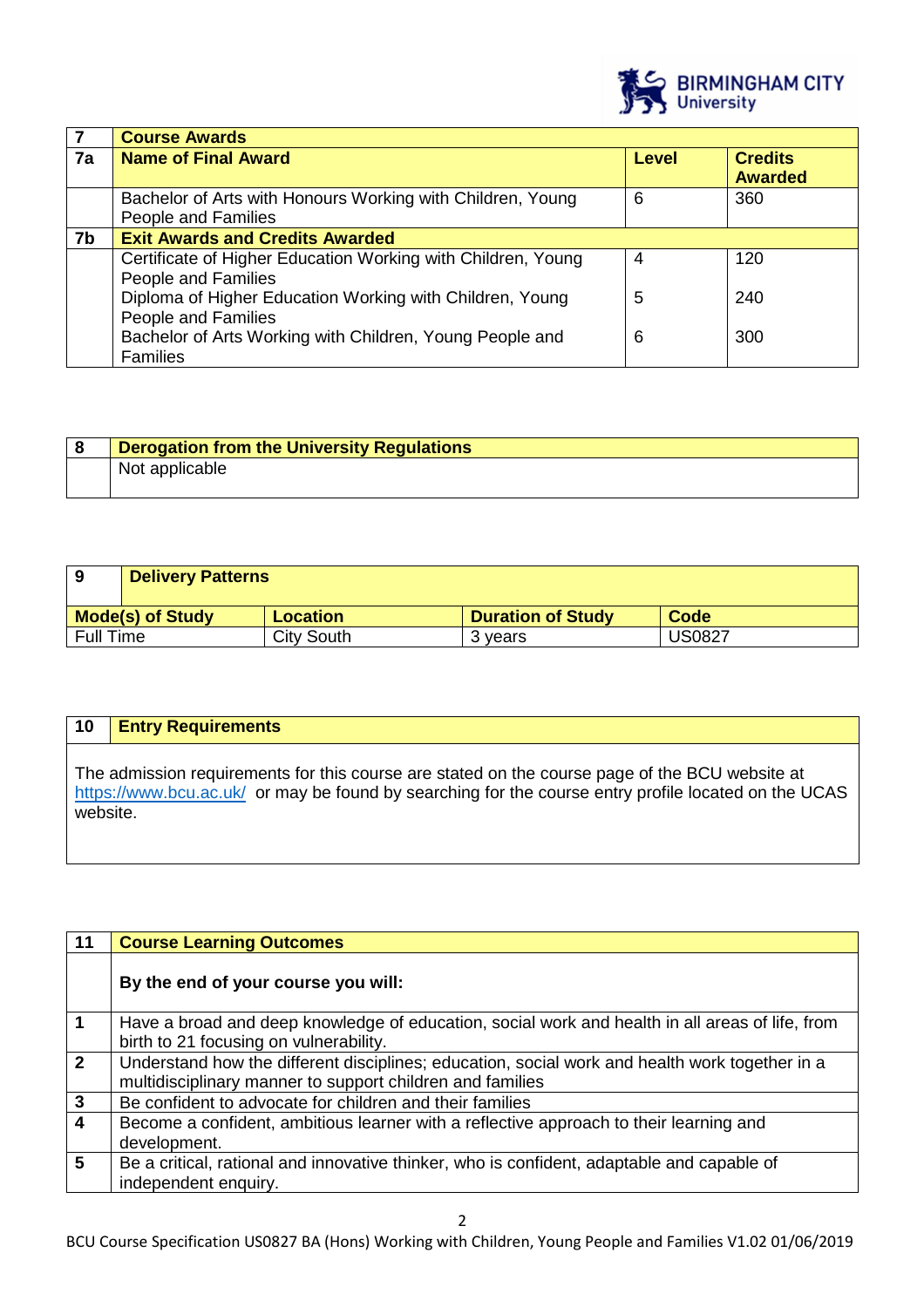| 7 | Course Awards | | |
|---|---|---|---|
| 7a | Name of Final Award | Level | Credits Awarded |
| | Bachelor of Arts with Honours Working with Children, Young People and Families | 6 | 360 |
| 7b | Exit Awards and Credits Awarded | | |
| | Certificate of Higher Education Working with Children, Young People and Families | 4 | 120 |
| | Diploma of Higher Education Working with Children, Young People and Families | 5 | 240 |
| | Bachelor of Arts Working with Children, Young People and Families | 6 | 300 |

| 8 | Derogation from the University Regulations |
|---|---|
| | Not applicable |

| 9 | Delivery Patterns | | |
|---|---|---|---|
| Mode(s) of Study | Location | Duration of Study | Code |
| Full Time | City South | 3 years | US0827 |

| 10 | Entry Requirements |
|---|---|
| | The admission requirements for this course are stated on the course page of the BCU website at https://www.bcu.ac.uk/ or may be found by searching for the course entry profile located on the UCAS website. |

| 11 | Course Learning Outcomes |
|---|---|
| | **By the end of your course you will:** |
| 1 | Have a broad and deep knowledge of education, social work and health in all areas of life, from birth to 21 focusing on vulnerability. |
| 2 | Understand how the different disciplines; education, social work and health work together in a multidisciplinary manner to support children and families |
| 3 | Be confident to advocate for children and their families |
| 4 | Become a confident, ambitious learner with a reflective approach to their learning and development. |
| 5 | Be a critical, rational and innovative thinker, who is confident, adaptable and capable of independent enquiry. |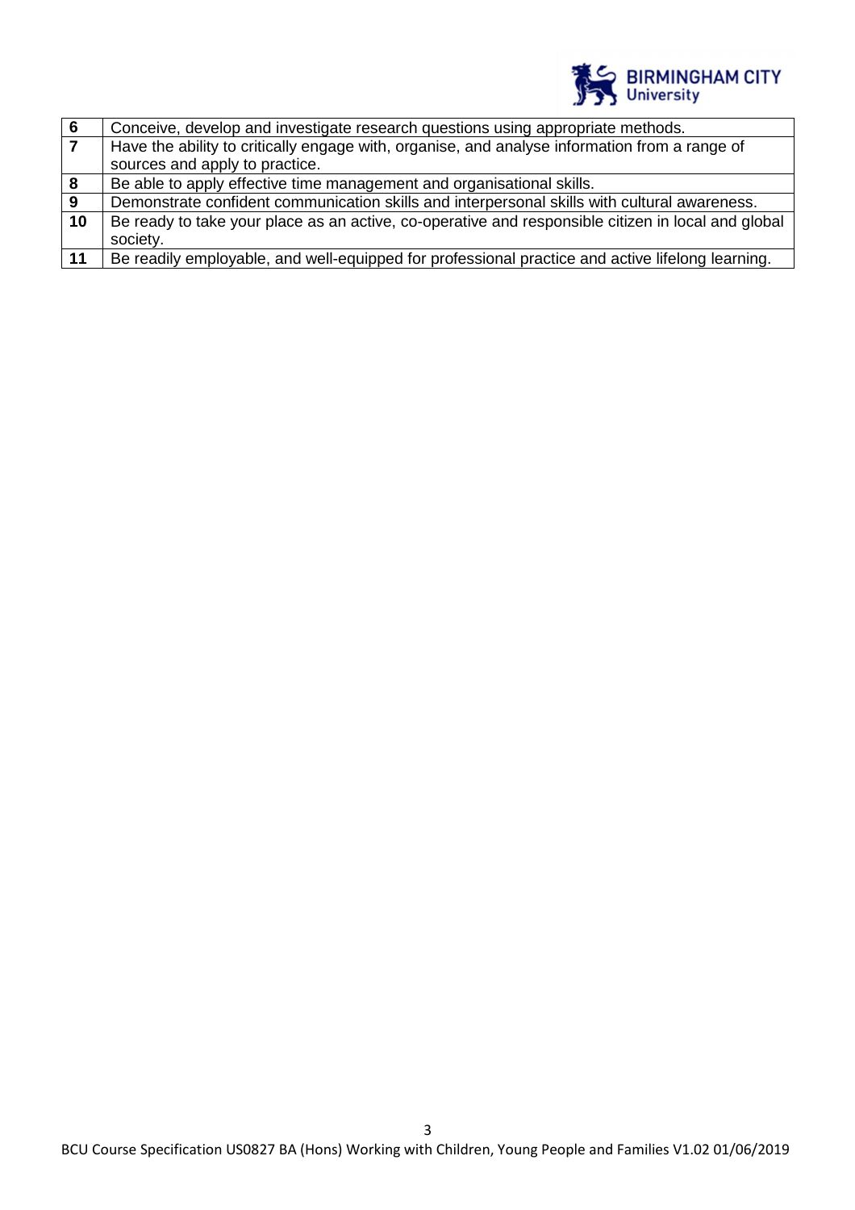| | |
|---|---|
| **6** | Conceive, develop and investigate research questions using appropriate methods. |
| **7** | Have the ability to critically engage with, organise, and analyse information from a range of sources and apply to practice. |
| **8** | Be able to apply effective time management and organisational skills. |
| **9** | Demonstrate confident communication skills and interpersonal skills with cultural awareness. |
| **10** | Be ready to take your place as an active, co-operative and responsible citizen in local and global society. |
| **11** | Be readily employable, and well-equipped for professional practice and active lifelong learning. |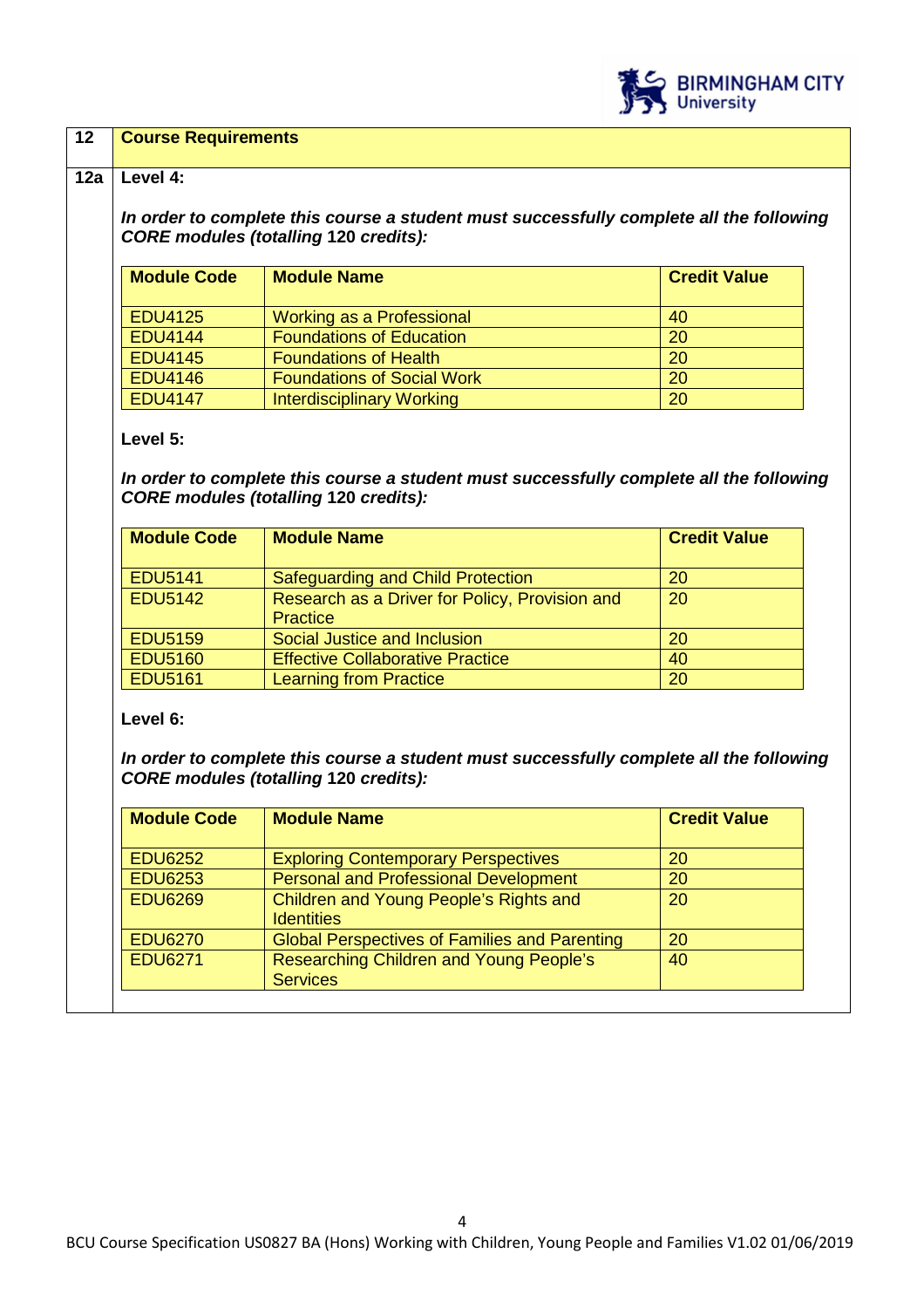## 12 Course Requirements

### 12a Level 4:

***In order to complete this course a student must successfully complete all the following CORE modules (totalling 120 credits):***

| Module Code | Module Name | Credit Value |
|---|---|---|
| EDU4125 | Working as a Professional | 40 |
| EDU4144 | Foundations of Education | 20 |
| EDU4145 | Foundations of Health | 20 |
| EDU4146 | Foundations of Social Work | 20 |
| EDU4147 | Interdisciplinary Working | 20 |

**Level 5:**

***In order to complete this course a student must successfully complete all the following CORE modules (totalling 120 credits):***

| Module Code | Module Name | Credit Value |
|---|---|---|
| EDU5141 | Safeguarding and Child Protection | 20 |
| EDU5142 | Research as a Driver for Policy, Provision and Practice | 20 |
| EDU5159 | Social Justice and Inclusion | 20 |
| EDU5160 | Effective Collaborative Practice | 40 |
| EDU5161 | Learning from Practice | 20 |

**Level 6:**

***In order to complete this course a student must successfully complete all the following CORE modules (totalling 120 credits):***

| Module Code | Module Name | Credit Value |
|---|---|---|
| EDU6252 | Exploring Contemporary Perspectives | 20 |
| EDU6253 | Personal and Professional Development | 20 |
| EDU6269 | Children and Young People's Rights and Identities | 20 |
| EDU6270 | Global Perspectives of Families and Parenting | 20 |
| EDU6271 | Researching Children and Young People's Services | 40 |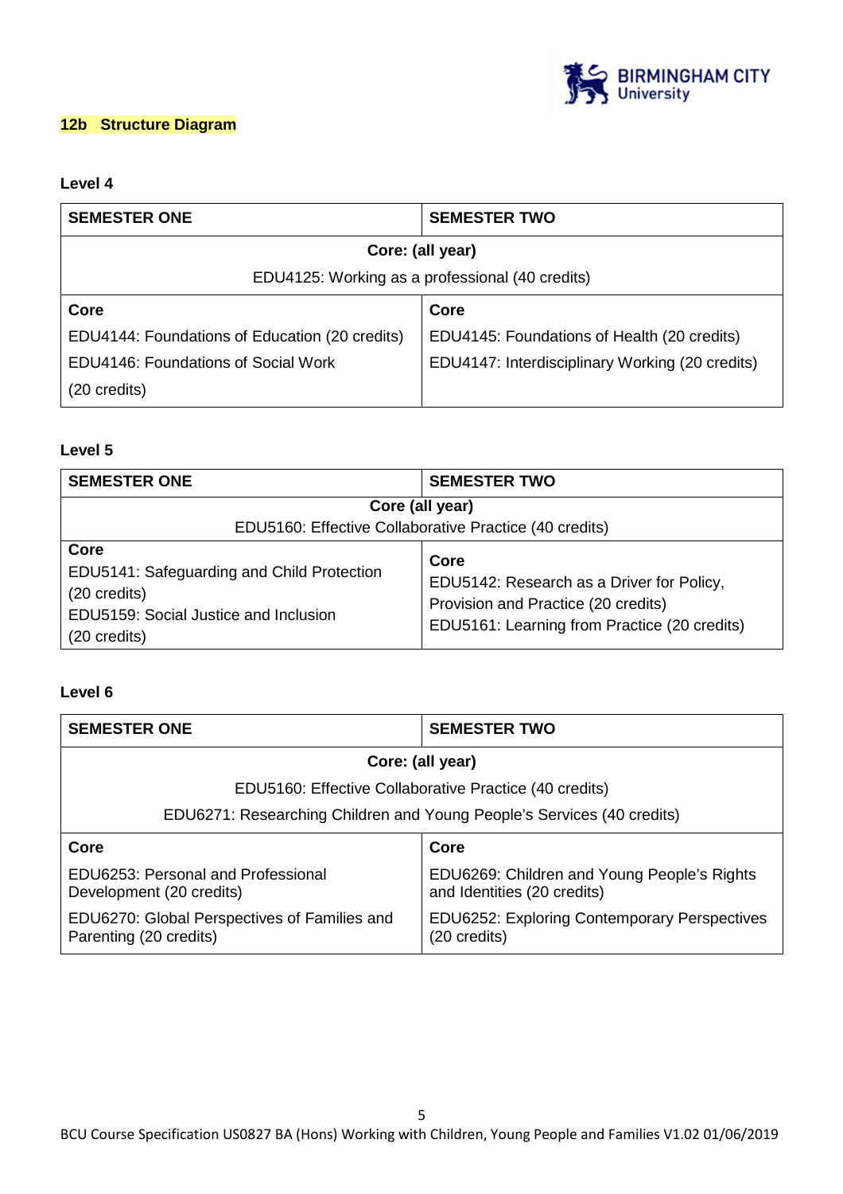## 12b Structure Diagram

### Level 4

| SEMESTER ONE | SEMESTER TWO |
|---|---|
| **Core: (all year)** | |
| EDU4125: Working as a professional (40 credits) | |
| **Core** | **Core** |
| EDU4144: Foundations of Education (20 credits) | EDU4145: Foundations of Health (20 credits) |
| EDU4146: Foundations of Social Work (20 credits) | EDU4147: Interdisciplinary Working (20 credits) |

### Level 5

| SEMESTER ONE | SEMESTER TWO |
|---|---|
| **Core (all year)** | |
| EDU5160: Effective Collaborative Practice (40 credits) | |
| **Core** | **Core** |
| EDU5141: Safeguarding and Child Protection (20 credits) | EDU5142: Research as a Driver for Policy, Provision and Practice (20 credits) |
| EDU5159: Social Justice and Inclusion (20 credits) | EDU5161: Learning from Practice (20 credits) |

### Level 6

| SEMESTER ONE | SEMESTER TWO |
|---|---|
| **Core: (all year)** | |
| EDU5160: Effective Collaborative Practice (40 credits) | |
| EDU6271: Researching Children and Young People's Services (40 credits) | |
| **Core** | **Core** |
| EDU6253: Personal and Professional Development (20 credits) | EDU6269: Children and Young People's Rights and Identities (20 credits) |
| EDU6270: Global Perspectives of Families and Parenting (20 credits) | EDU6252: Exploring Contemporary Perspectives (20 credits) |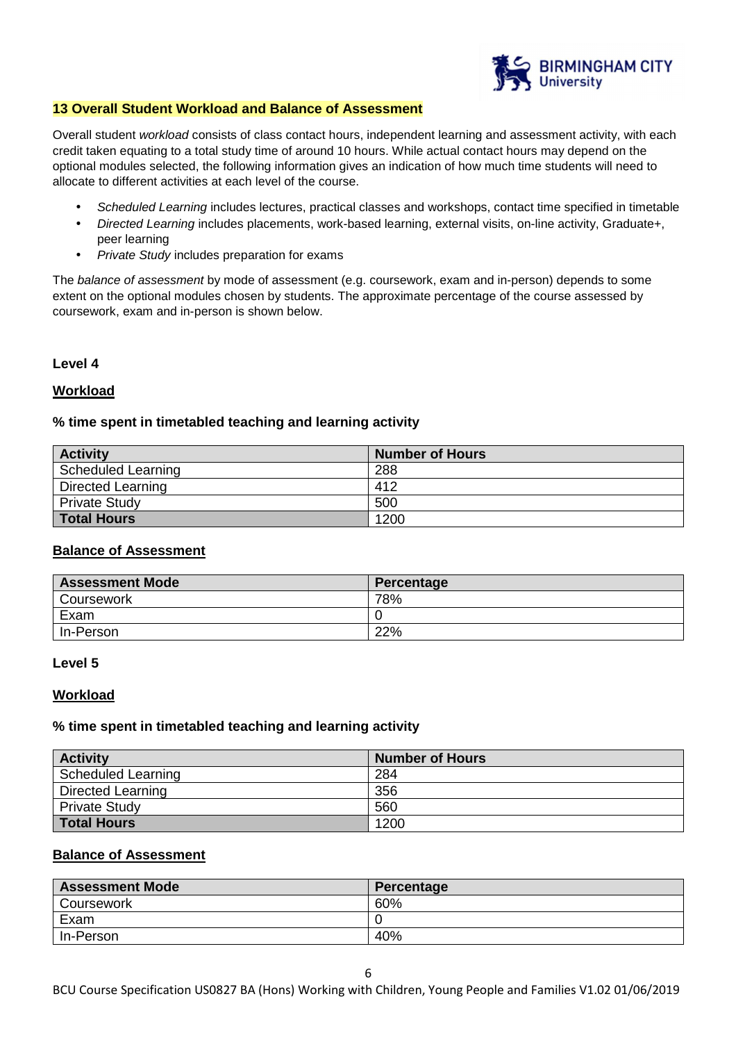## 13 Overall Student Workload and Balance of Assessment

Overall student *workload* consists of class contact hours, independent learning and assessment activity, with each credit taken equating to a total study time of around 10 hours. While actual contact hours may depend on the optional modules selected, the following information gives an indication of how much time students will need to allocate to different activities at each level of the course.

- *Scheduled Learning* includes lectures, practical classes and workshops, contact time specified in timetable
- *Directed Learning* includes placements, work-based learning, external visits, on-line activity, Graduate+, peer learning
- *Private Study* includes preparation for exams

The *balance of assessment* by mode of assessment (e.g. coursework, exam and in-person) depends to some extent on the optional modules chosen by students. The approximate percentage of the course assessed by coursework, exam and in-person is shown below.

### Level 4

**Workload**

**% time spent in timetabled teaching and learning activity**

| Activity | Number of Hours |
|---|---|
| Scheduled Learning | 288 |
| Directed Learning | 412 |
| Private Study | 500 |
| **Total Hours** | 1200 |

**Balance of Assessment**

| Assessment Mode | Percentage |
|---|---|
| Coursework | 78% |
| Exam | 0 |
| In-Person | 22% |

### Level 5

**Workload**

**% time spent in timetabled teaching and learning activity**

| Activity | Number of Hours |
|---|---|
| Scheduled Learning | 284 |
| Directed Learning | 356 |
| Private Study | 560 |
| **Total Hours** | 1200 |

**Balance of Assessment**

| Assessment Mode | Percentage |
|---|---|
| Coursework | 60% |
| Exam | 0 |
| In-Person | 40% |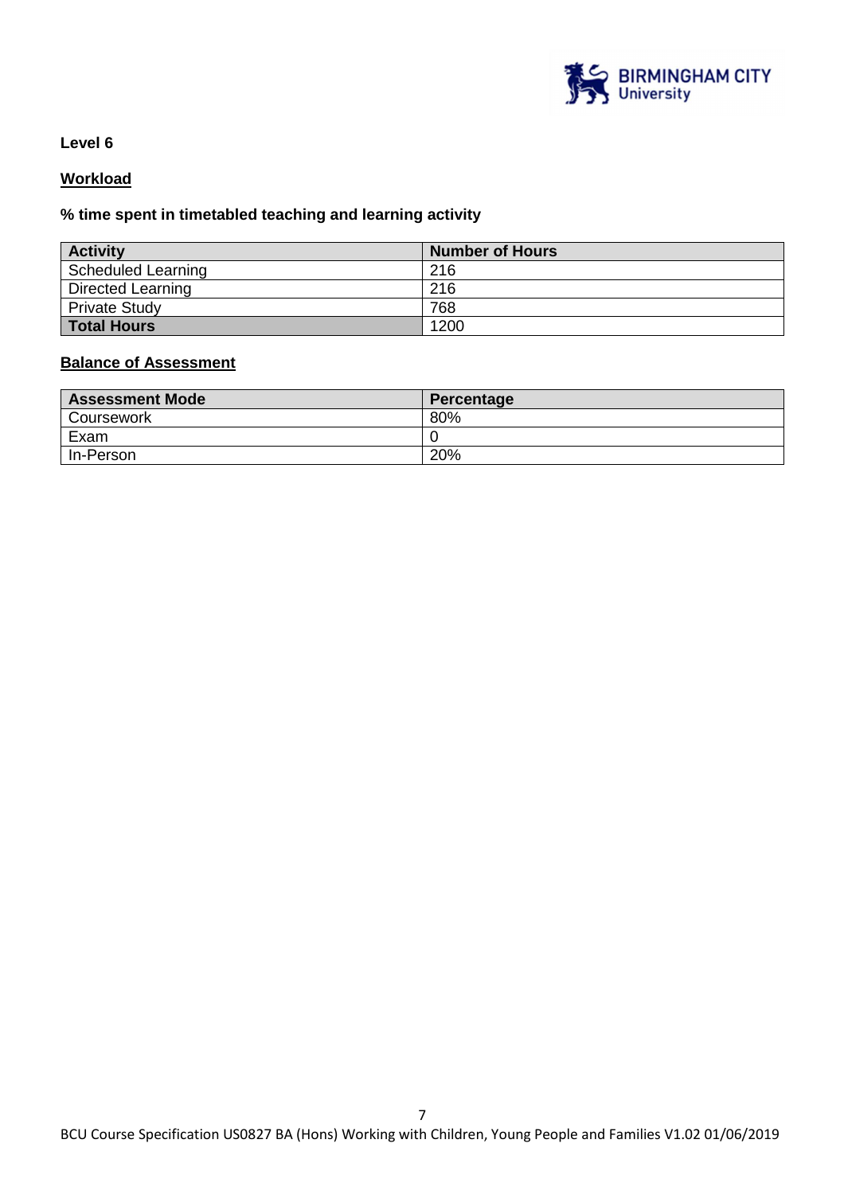**Level 6**

**Workload**

**% time spent in timetabled teaching and learning activity**

| Activity | Number of Hours |
|---|---|
| Scheduled Learning | 216 |
| Directed Learning | 216 |
| Private Study | 768 |
| **Total Hours** | 1200 |

**Balance of Assessment**

| Assessment Mode | Percentage |
|---|---|
| Coursework | 80% |
| Exam | 0 |
| In-Person | 20% |